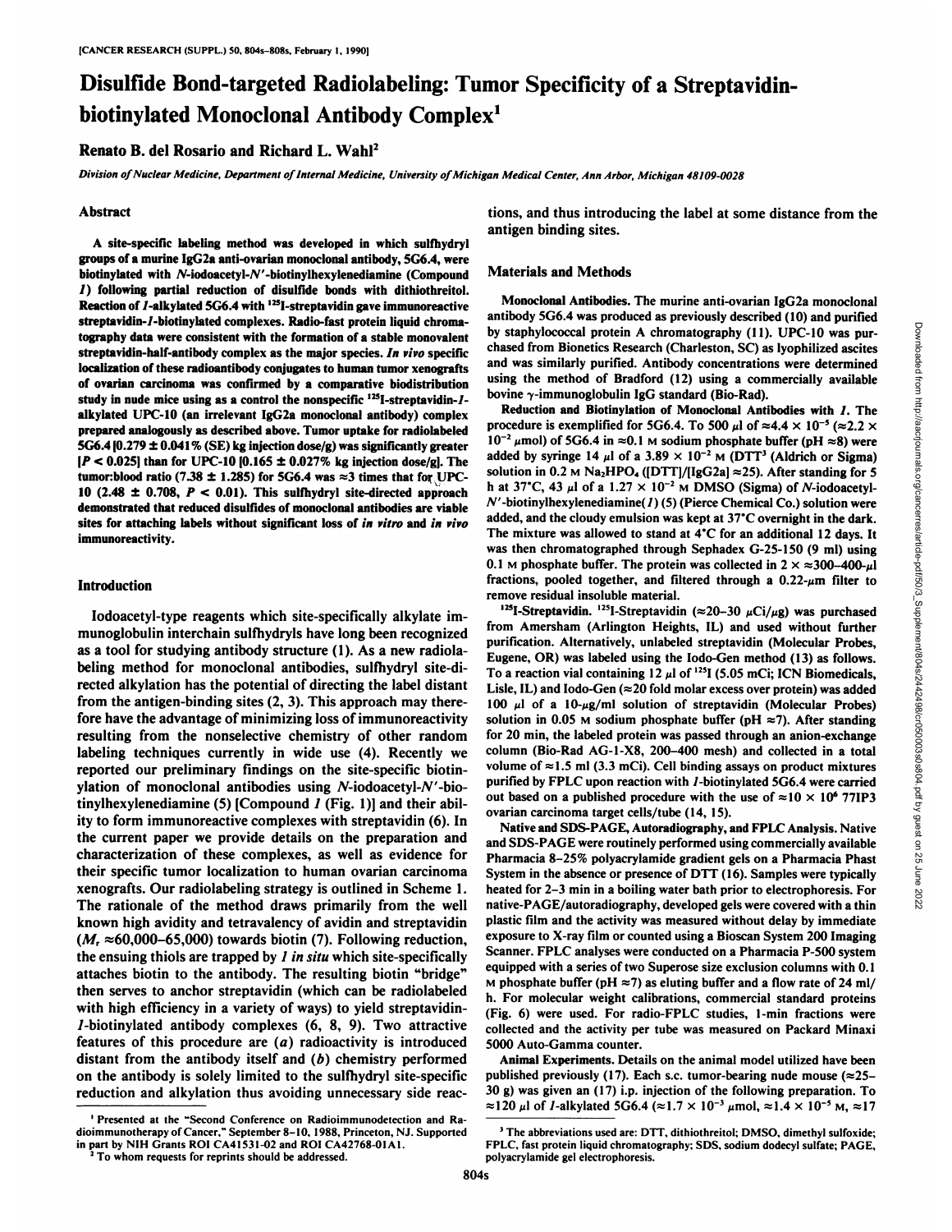# Disulfide Bond-targeted Radiolabeling: Tumor Specificity of a Streptavidin-biotinylated Monoclonal Antibody Complex[1]

**Renato B. del Rosario and Richard L. Wahl[2]**

*Division of Nuclear Medicine, Department of Internal Medicine, University of Michigan Medical Center, Ann Arbor, Michigan 48109-0028*

## Abstract

A site-specific labeling method was developed in which sulfhydryl groups of a murine IgG2a anti-ovarian monoclonal antibody, 5G6.4, were biotinylated with *N*-iodoacetyl-*N'*-biotinylhexylenediamine (Compound *1*) following partial reduction of disulfide bonds with dithiothreitol. Reaction of *1*-alkylated 5G6.4 with $^{125}$I-streptavidin gave immunoreactive streptavidin-*1*-biotinylated complexes. Radio-fast protein liquid chromatography data were consistent with the formation of a stable monovalent streptavidin-half-antibody complex as the major species. *In vivo* specific localization of these radioantibody conjugates to human tumor xenografts of ovarian carcinoma was confirmed by a comparative biodistribution study in nude mice using as a control the nonspecific $^{125}$I-streptavidin-*1*-alkylated UPC-10 (an irrelevant IgG2a monoclonal antibody) complex prepared analogously as described above. Tumor uptake for radiolabeled 5G6.4 [0.279 ± 0.041% (SE) kg injection dose/g) was significantly greater [$P < 0.025$] than for UPC-10 [0.165 ± 0.027% kg injection dose/g]. The tumor:blood ratio (7.38 ± 1.285) for 5G6.4 was ≈3 times that for UPC-10 (2.48 ± 0.708, $P < 0.01$). This sulfhydryl site-directed approach demonstrated that reduced disulfides of monoclonal antibodies are viable sites for attaching labels without significant loss of *in vitro* and *in vivo* immunoreactivity.

## Introduction

Iodoacetyl-type reagents which site-specifically alkylate immunoglobulin interchain sulfhydryls have long been recognized as a tool for studying antibody structure (1). As a new radiolabeling method for monoclonal antibodies, sulfhydryl site-directed alkylation has the potential of directing the label distant from the antigen-binding sites (2, 3). This approach may therefore have the advantage of minimizing loss of immunoreactivity resulting from the nonselective chemistry of other random labeling techniques currently in wide use (4). Recently we reported our preliminary findings on the site-specific biotinylation of monoclonal antibodies using *N*-iodoacetyl-*N'*-biotinylhexylenediamine (5) [Compound *1* (Fig. 1)] and their ability to form immunoreactive complexes with streptavidin (6). In the current paper we provide details on the preparation and characterization of these complexes, as well as evidence for their specific tumor localization to human ovarian carcinoma xenografts. Our radiolabeling strategy is outlined in Scheme 1. The rationale of the method draws primarily from the well known high avidity and tetravalency of avidin and streptavidin ($M_r$ ≈60,000–65,000) towards biotin (7). Following reduction, the ensuing thiols are trapped by *1 in situ* which site-specifically attaches biotin to the antibody. The resulting biotin "bridge" then serves to anchor streptavidin (which can be radiolabeled with high efficiency in a variety of ways) to yield streptavidin-*1*-biotinylated antibody complexes (6, 8, 9). Two attractive features of this procedure are (*a*) radioactivity is introduced distant from the antibody itself and (*b*) chemistry performed on the antibody is solely limited to the sulfhydryl site-specific reduction and alkylation thus avoiding unnecessary side reactions, and thus introducing the label at some distance from the antigen binding sites.

## Materials and Methods

**Monoclonal Antibodies.** The murine anti-ovarian IgG2a monoclonal antibody 5G6.4 was produced as previously described (10) and purified by staphylococcal protein A chromatography (11). UPC-10 was purchased from Bionetics Research (Charleston, SC) as lyophilized ascites and was similarly purified. Antibody concentrations were determined using the method of Bradford (12) using a commercially available bovine γ-immunoglobulin IgG standard (Bio-Rad).

**Reduction and Biotinylation of Monoclonal Antibodies with *1*.** The procedure is exemplified for 5G6.4. To 500 µl of ≈4.4 × 10$^{-5}$ (≈2.2 × 10$^{-2}$ µmol) of 5G6.4 in ≈0.1 M sodium phosphate buffer (pH ≈8) were added by syringe 14 µl of a 3.89 × 10$^{-2}$ M (DTT[3] (Aldrich or Sigma) solution in 0.2 M $Na_2HPO_4$ ([DTT]/[IgG2a] ≈25). After standing for 5 h at 37°C, 43 µl of a 1.27 × 10$^{-2}$ M DMSO (Sigma) of *N*-iodoacetyl-*N'*-biotinylhexylenediamine(*1*) (5) (Pierce Chemical Co.) solution were added, and the cloudy emulsion was kept at 37°C overnight in the dark. The mixture was allowed to stand at 4°C for an additional 12 days. It was then chromatographed through Sephadex G-25-150 (9 ml) using 0.1 M phosphate buffer. The protein was collected in 2 × ≈300–400-µl fractions, pooled together, and filtered through a 0.22-µm filter to remove residual insoluble material.

**$^{125}$I-Streptavidin.** $^{125}$I-Streptavidin (≈20–30 µCi/µg) was purchased from Amersham (Arlington Heights, IL) and used without further purification. Alternatively, unlabeled streptavidin (Molecular Probes, Eugene, OR) was labeled using the Iodo-Gen method (13) as follows. To a reaction vial containing 12 µl of $^{125}$I (5.05 mCi; ICN Biomedicals, Lisle, IL) and Iodo-Gen (≈20 fold molar excess over protein) was added 100 µl of a 10-µg/ml solution of streptavidin (Molecular Probes) solution in 0.05 M sodium phosphate buffer (pH ≈7). After standing for 20 min, the labeled protein was passed through an anion-exchange column (Bio-Rad AG-1-X8, 200–400 mesh) and collected in a total volume of ≈1.5 ml (3.3 mCi). Cell binding assays on product mixtures purified by FPLC upon reaction with *1*-biotinylated 5G6.4 were carried out based on a published procedure with the use of ≈10 × 10$^6$ 77IP3 ovarian carcinoma target cells/tube (14, 15).

**Native and SDS-PAGE, Autoradiography, and FPLC Analysis.** Native and SDS-PAGE were routinely performed using commercially available Pharmacia 8–25% polyacrylamide gradient gels on a Pharmacia Phast System in the absence or presence of DTT (16). Samples were typically heated for 2–3 min in a boiling water bath prior to electrophoresis. For native-PAGE/autoradiography, developed gels were covered with a thin plastic film and the activity was measured without delay by immediate exposure to X-ray film or counted using a Bioscan System 200 Imaging Scanner. FPLC analyses were conducted on a Pharmacia P-500 system equipped with a series of two Superose size exclusion columns with 0.1 M phosphate buffer (pH ≈7) as eluting buffer and a flow rate of 24 ml/h. For molecular weight calibrations, commercial standard proteins (Fig. 6) were used. For radio-FPLC studies, 1-min fractions were collected and the activity per tube was measured on Packard Minaxi 5000 Auto-Gamma counter.

**Animal Experiments.** Details on the animal model utilized have been published previously (17). Each s.c. tumor-bearing nude mouse (≈25–30 g) was given an (17) i.p. injection of the following preparation. To ≈120 µl of *1*-alkylated 5G6.4 (≈1.7 × 10$^{-3}$ µmol, ≈1.4 × 10$^{-5}$ M, ≈17

---

[1] Presented at the "Second Conference on Radioimmunodetection and Radioimmunotherapy of Cancer," September 8–10, 1988, Princeton, NJ. Supported in part by NIH Grants ROI CA41531-02 and ROI CA42768-01A1.

[2] To whom requests for reprints should be addressed.

[3] The abbreviations used are: DTT, dithiothreitol; DMSO, dimethyl sulfoxide; FPLC, fast protein liquid chromatography; SDS, sodium dodecyl sulfate; PAGE, polyacrylamide gel electrophoresis.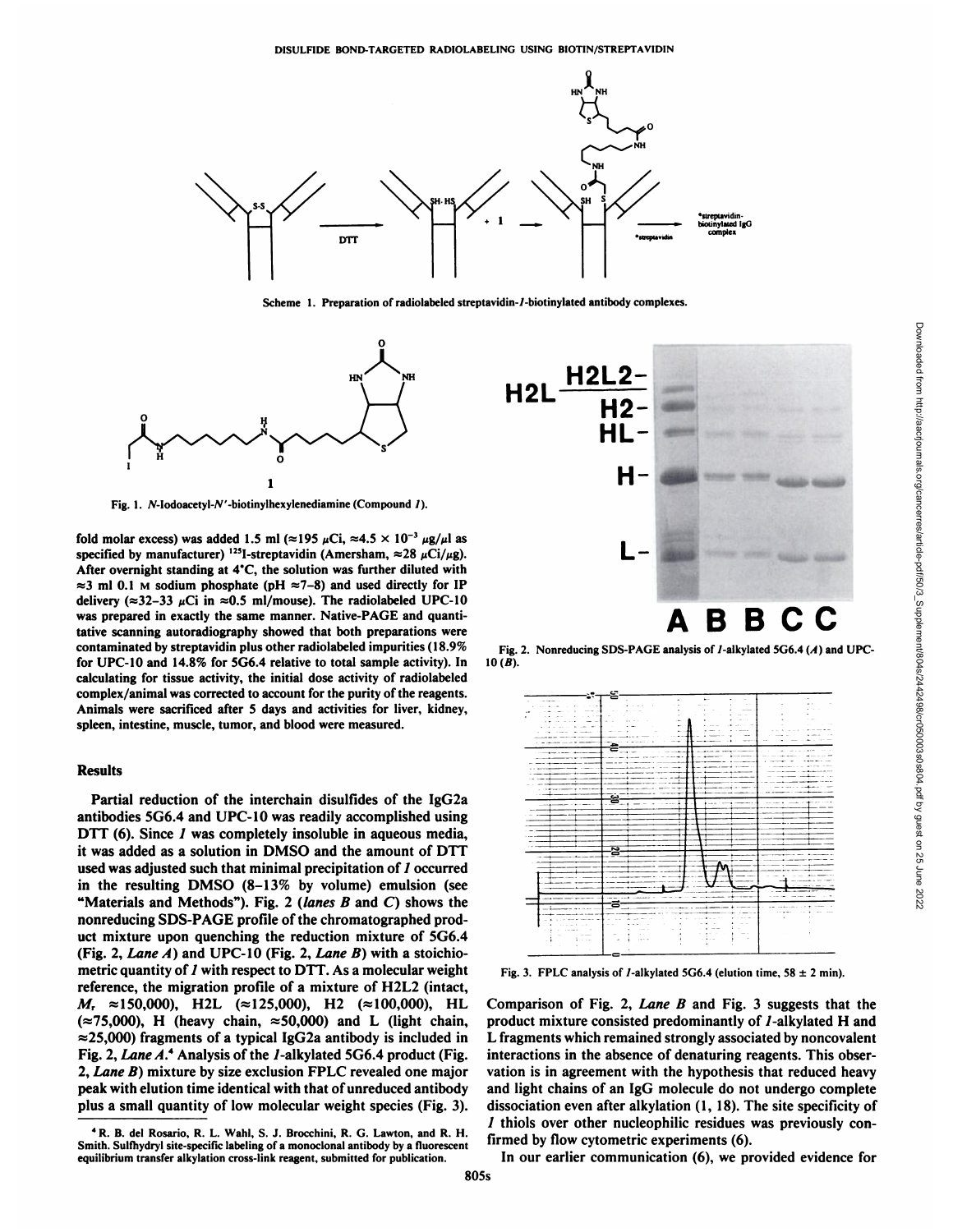Scheme 1. Preparation of radiolabeled streptavidin-*1*-biotinylated antibody complexes.

Fig. 1. N-Iodoacetyl-N′-biotinylhexylenediamine (Compound *1*).

fold molar excess) was added 1.5 ml (≈195 μCi, ≈$4.5 \times 10^{-3}$ μg/μl as specified by manufacturer) $^{125}$I-streptavidin (Amersham, ≈28 μCi/μg). After overnight standing at 4°C, the solution was further diluted with ≈3 ml 0.1 M sodium phosphate (pH ≈7–8) and used directly for IP delivery (≈32–33 μCi in ≈0.5 ml/mouse). The radiolabeled UPC-10 was prepared in exactly the same manner. Native-PAGE and quantitative scanning autoradiography showed that both preparations were contaminated by streptavidin plus other radiolabeled impurities (18.9% for UPC-10 and 14.8% for 5G6.4 relative to total sample activity). In calculating for tissue activity, the initial dose activity of radiolabeled complex/animal was corrected to account for the purity of the reagents. Animals were sacrificed after 5 days and activities for liver, kidney, spleen, intestine, muscle, tumor, and blood were measured.

## Results

Partial reduction of the interchain disulfides of the IgG2a antibodies 5G6.4 and UPC-10 was readily accomplished using DTT (6). Since *1* was completely insoluble in aqueous media, it was added as a solution in DMSO and the amount of DTT used was adjusted such that minimal precipitation of *1* occurred in the resulting DMSO (8–13% by volume) emulsion (see "Materials and Methods"). Fig. 2 (*lanes B* and *C*) shows the nonreducing SDS-PAGE profile of the chromatographed product mixture upon quenching the reduction mixture of 5G6.4 (Fig. 2, *Lane A*) and UPC-10 (Fig. 2, *Lane B*) with a stoichiometric quantity of *1* with respect to DTT. As a molecular weight reference, the migration profile of a mixture of H2L2 (intact, $M_r$ ≈150,000), H2L (≈125,000), H2 (≈100,000), HL (≈75,000), H (heavy chain, ≈50,000) and L (light chain, ≈25,000) fragments of a typical IgG2a antibody is included in Fig. 2, *Lane A*.[4] Analysis of the *1*-alkylated 5G6.4 product (Fig. 2, *Lane B*) mixture by size exclusion FPLC revealed one major peak with elution time identical with that of unreduced antibody plus a small quantity of low molecular weight species (Fig. 3).

Fig. 2. Nonreducing SDS-PAGE analysis of *1*-alkylated 5G6.4 (*A*) and UPC-10 (*B*).

Fig. 3. FPLC analysis of *1*-alkylated 5G6.4 (elution time, 58 ± 2 min).

Comparison of Fig. 2, *Lane B* and Fig. 3 suggests that the product mixture consisted predominantly of *1*-alkylated H and L fragments which remained strongly associated by noncovalent interactions in the absence of denaturing reagents. This observation is in agreement with the hypothesis that reduced heavy and light chains of an IgG molecule do not undergo complete dissociation even after alkylation (1, 18). The site specificity of *1* thiols over other nucleophilic residues was previously confirmed by flow cytometric experiments (6).

In our earlier communication (6), we provided evidence for

[4] R. B. del Rosario, R. L. Wahl, S. J. Brocchini, R. G. Lawton, and R. H. Smith. Sulfhydryl site-specific labeling of a monoclonal antibody by a fluorescent equilibrium transfer alkylation cross-link reagent, submitted for publication.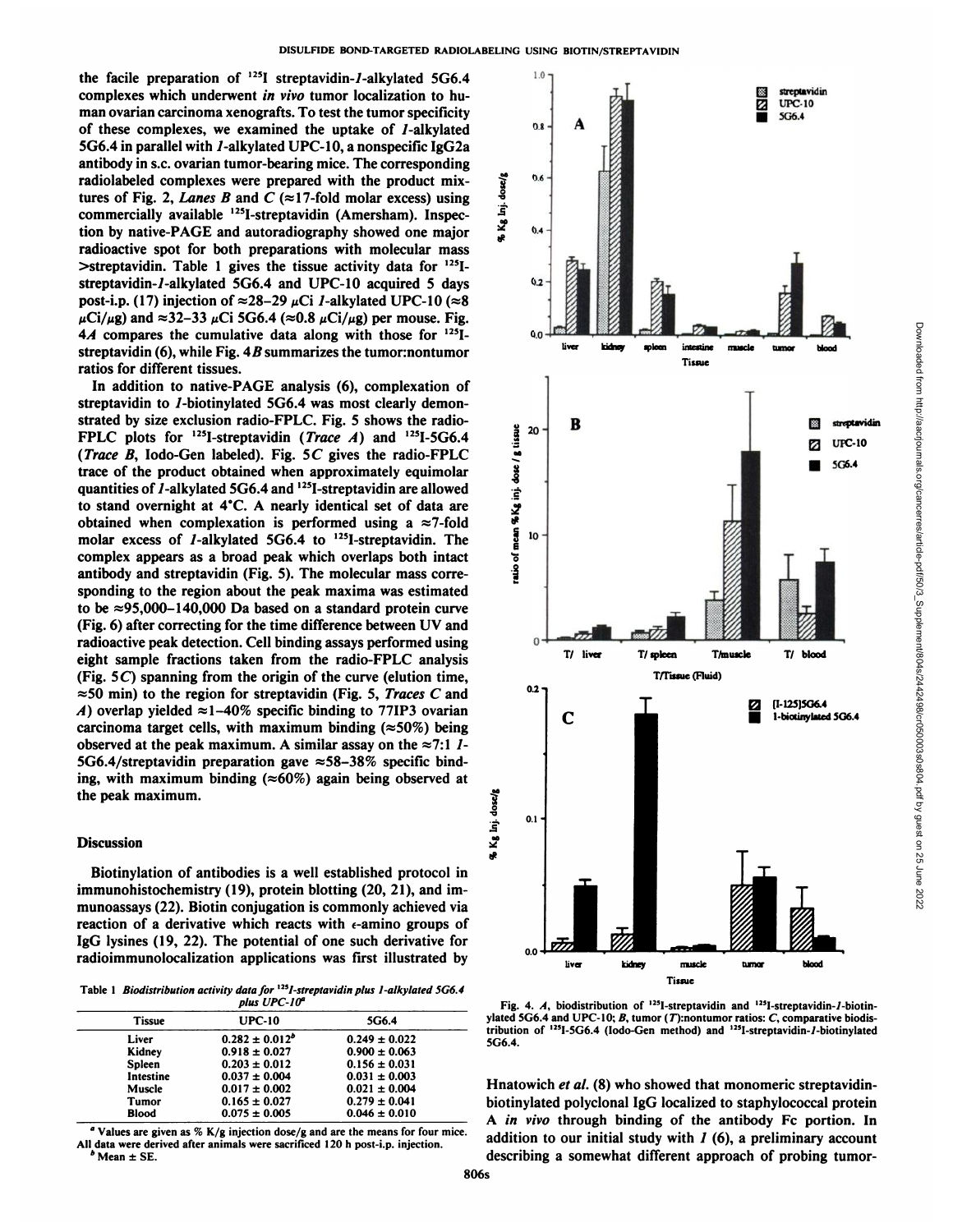the facile preparation of $^{125}$I streptavidin-*1*-alkylated 5G6.4 complexes which underwent *in vivo* tumor localization to human ovarian carcinoma xenografts. To test the tumor specificity of these complexes, we examined the uptake of *1*-alkylated 5G6.4 in parallel with *1*-alkylated UPC-10, a nonspecific IgG2a antibody in s.c. ovarian tumor-bearing mice. The corresponding radiolabeled complexes were prepared with the product mixtures of Fig. 2, *Lanes B* and *C* (≈17-fold molar excess) using commercially available $^{125}$I-streptavidin (Amersham). Inspection by native-PAGE and autoradiography showed one major radioactive spot for both preparations with molecular mass >streptavidin. Table 1 gives the tissue activity data for $^{125}$I-streptavidin-*1*-alkylated 5G6.4 and UPC-10 acquired 5 days post-i.p. (17) injection of ≈28–29 μCi *1*-alkylated UPC-10 (≈8 μCi/μg) and ≈32–33 μCi 5G6.4 (≈0.8 μCi/μg) per mouse. Fig. 4*A* compares the cumulative data along with those for $^{125}$I-streptavidin (6), while Fig. 4*B* summarizes the tumor:nontumor ratios for different tissues.

In addition to native-PAGE analysis (6), complexation of streptavidin to *1*-biotinylated 5G6.4 was most clearly demonstrated by size exclusion radio-FPLC. Fig. 5 shows the radio-FPLC plots for $^{125}$I-streptavidin (*Trace A*) and $^{125}$I-5G6.4 (*Trace B*, Iodo-Gen labeled). Fig. 5*C* gives the radio-FPLC trace of the product obtained when approximately equimolar quantities of *1*-alkylated 5G6.4 and $^{125}$I-streptavidin are allowed to stand overnight at 4°C. A nearly identical set of data are obtained when complexation is performed using a ≈7-fold molar excess of *1*-alkylated 5G6.4 to $^{125}$I-streptavidin. The complex appears as a broad peak which overlaps both intact antibody and streptavidin (Fig. 5). The molecular mass corresponding to the region about the peak maxima was estimated to be ≈95,000–140,000 Da based on a standard protein curve (Fig. 6) after correcting for the time difference between UV and radioactive peak detection. Cell binding assays performed using eight sample fractions taken from the radio-FPLC analysis (Fig. 5*C*) spanning from the origin of the curve (elution time, ≈50 min) to the region for streptavidin (Fig. 5, *Traces C* and *A*) overlap yielded ≈1–40% specific binding to 77IP3 ovarian carcinoma target cells, with maximum binding (≈50%) being observed at the peak maximum. A similar assay on the ≈7:1 *1*-5G6.4/streptavidin preparation gave ≈58–38% specific binding, with maximum binding (≈60%) again being observed at the peak maximum.

## Discussion

Biotinylation of antibodies is a well established protocol in immunohistochemistry (19), protein blotting (20, 21), and immunoassays (22). Biotin conjugation is commonly achieved via reaction of a derivative which reacts with ε-amino groups of IgG lysines (19, 22). The potential of one such derivative for radioimmunolocalization applications was first illustrated by Hnatowich *et al.* (8) who showed that monomeric streptavidin-biotinylated polyclonal IgG localized to staphylococcal protein A *in vivo* through binding of the antibody Fc portion. In addition to our initial study with *1* (6), a preliminary account describing a somewhat different approach of probing tumor-

Table 1 *Biodistribution activity data for $^{125}$I-streptavidin plus 1-alkylated 5G6.4 plus UPC-10*[a]

| Tissue | UPC-10 | 5G6.4 |
|---|---|---|
| Liver | 0.282 ± 0.012[b] | 0.249 ± 0.022 |
| Kidney | 0.918 ± 0.027 | 0.900 ± 0.063 |
| Spleen | 0.203 ± 0.012 | 0.156 ± 0.031 |
| Intestine | 0.037 ± 0.004 | 0.031 ± 0.003 |
| Muscle | 0.017 ± 0.002 | 0.021 ± 0.004 |
| Tumor | 0.165 ± 0.027 | 0.279 ± 0.041 |
| Blood | 0.075 ± 0.005 | 0.046 ± 0.010 |

[a] Values are given as % K/g injection dose/g and are the means for four mice. All data were derived after animals were sacrificed 120 h post-i.p. injection.
[b] Mean ± SE.

Fig. 4. *A*, biodistribution of $^{125}$I-streptavidin and $^{125}$I-streptavidin-*1*-biotinylated 5G6.4 and UPC-10; *B*, tumor (*T*):nontumor ratios: *C*, comparative biodistribution of $^{125}$I-5G6.4 (Iodo-Gen method) and $^{125}$I-streptavidin-*1*-biotinylated 5G6.4.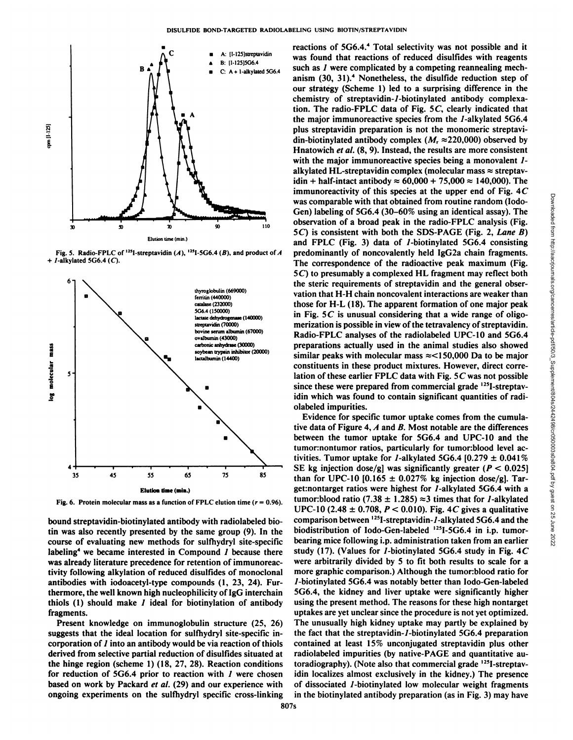Fig. 5. Radio-FPLC of $^{125}$I-streptavidin (*A*), $^{125}$I-5G6.4 (*B*), and product of *A* + *1*-alkylated 5G6.4 (*C*).

Fig. 6. Protein molecular mass as a function of FPLC elution time ($r = 0.96$).

bound streptavidin-biotinylated antibody with radiolabeled biotin was also recently presented by the same group (9). In the course of evaluating new methods for sulfhydryl site-specific labeling[4] we became interested in Compound *1* because there was already literature precedence for retention of immunoreactivity following alkylation of reduced disulfides of monoclonal antibodies with iodoacetyl-type compounds (1, 23, 24). Furthermore, the well known high nucleophilicity of IgG interchain thiols (1) should make *1* ideal for biotinylation of antibody fragments.

Present knowledge on immunoglobulin structure (25, 26) suggests that the ideal location for sulfhydryl site-specific incorporation of *1* into an antibody would be via reaction of thiols derived from selective partial reduction of disulfides situated at the hinge region (scheme 1) (18, 27, 28). Reaction conditions for reduction of 5G6.4 prior to reaction with *1* were chosen based on work by Packard *et al.* (29) and our experience with ongoing experiments on the sulfhydryl specific cross-linking reactions of 5G6.4.[4] Total selectivity was not possible and it was found that reactions of reduced disulfides with reagents such as *1* were complicated by a competing reannealing mechanism (30, 31).[4] Nonetheless, the disulfide reduction step of our strategy (Scheme 1) led to a surprising difference in the chemistry of streptavidin-*1*-biotinylated antibody complexation. The radio-FPLC data of Fig. 5*C*, clearly indicated that the major immunoreactive species from the *1*-alkylated 5G6.4 plus streptavidin preparation is not the monomeric streptavidin-biotinylated antibody complex ($M_r \approx 220{,}000$) observed by Hnatowich *et al.* (8, 9). Instead, the results are more consistent with the major immunoreactive species being a monovalent *1*-alkylated HL-streptavidin complex (molecular mass ≈ streptavidin + half-intact antibody ≈ 60,000 + 75,000 ≈ 140,000). The immunoreactivity of this species at the upper end of Fig. 4*C* was comparable with that obtained from routine random (Iodo-Gen) labeling of 5G6.4 (30–60% using an identical assay). The observation of a broad peak in the radio-FPLC analysis (Fig. 5*C*) is consistent with both the SDS-PAGE (Fig. 2, *Lane B*) and FPLC (Fig. 3) data of *1*-biotinylated 5G6.4 consisting predominantly of noncovalently held IgG2a chain fragments. The correspondence of the radioactive peak maximum (Fig. 5*C*) to presumably a complexed HL fragment may reflect both the steric requirements of streptavidin and the general observation that H-H chain noncovalent interactions are weaker than those for H-L (18). The apparent formation of one major peak in Fig. 5*C* is unusual considering that a wide range of oligomerization is possible in view of the tetravalency of streptavidin. Radio-FPLC analyses of the radiolabeled UPC-10 and 5G6.4 preparations actually used in the animal studies also showed similar peaks with molecular mass ≈<150,000 Da to be major constituents in these product mixtures. However, direct correlation of these earlier FPLC data with Fig. 5*C* was not possible since these were prepared from commercial grade $^{125}$I-streptavidin which was found to contain significant quantities of radiolabeled impurities.

Evidence for specific tumor uptake comes from the cumulative data of Figure 4, *A* and *B*. Most notable are the differences between the tumor uptake for 5G6.4 and UPC-10 and the tumor:nontumor ratios, particularly for tumor:blood level activities. Tumor uptake for *1*-alkylated 5G6.4 [0.279 ± 0.041% SE kg injection dose/g] was significantly greater ($P < 0.025$) than for UPC-10 [0.165 ± 0.027% kg injection dose/g]. Target:nontarget ratios were highest for *1*-alkylated 5G6.4 with a tumor:blood ratio (7.38 ± 1.285) ≈3 times that for *1*-alkylated UPC-10 (2.48 ± 0.708, $P < 0.010$). Fig. 4*C* gives a qualitative comparison between $^{125}$I-streptavidin-*1*-alkylated 5G6.4 and the biodistribution of Iodo-Gen-labeled $^{125}$I-5G6.4 in i.p. tumor-bearing mice following i.p. administration taken from an earlier study (17). (Values for *1*-biotinylated 5G6.4 study in Fig. 4*C* were arbitrarily divided by 5 to fit both results to scale for a more graphic comparison.) Although the tumor:blood ratio for *1*-biotinylated 5G6.4 was notably better than Iodo-Gen-labeled 5G6.4, the kidney and liver uptake were significantly higher using the present method. The reasons for these high nontarget uptakes are yet unclear since the procedure is not yet optimized. The unusually high kidney uptake may partly be explained by the fact that the streptavidin-*1*-biotinylated 5G6.4 preparation contained at least 15% unconjugated streptavidin plus other radiolabeled impurities (by native-PAGE and quantitative autoradiography). (Note also that commercial grade $^{125}$I-streptavidin localizes almost exclusively in the kidney.) The presence of dissociated *1*-biotinylated low molecular weight fragments in the biotinylated antibody preparation (as in Fig. 3) may have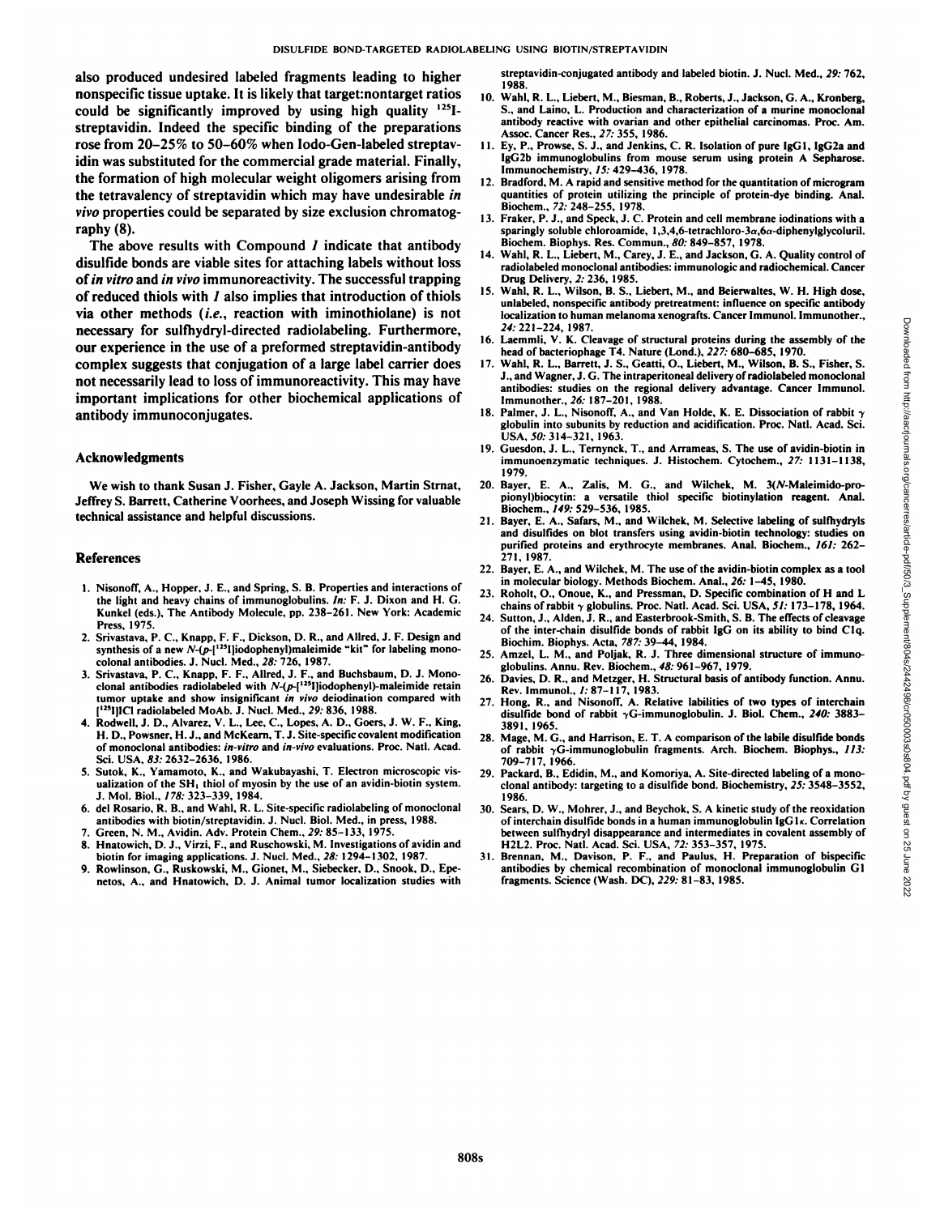also produced undesired labeled fragments leading to higher nonspecific tissue uptake. It is likely that target:nontarget ratios could be significantly improved by using high quality $^{125}$I-streptavidin. Indeed the specific binding of the preparations rose from 20–25% to 50–60% when Iodo-Gen-labeled streptavidin was substituted for the commercial grade material. Finally, the formation of high molecular weight oligomers arising from the tetravalency of streptavidin which may have undesirable *in vivo* properties could be separated by size exclusion chromatography (8).

The above results with Compound *1* indicate that antibody disulfide bonds are viable sites for attaching labels without loss of *in vitro* and *in vivo* immunoreactivity. The successful trapping of reduced thiols with *1* also implies that introduction of thiols via other methods (*i.e.*, reaction with iminothiolane) is not necessary for sulfhydryl-directed radiolabeling. Furthermore, our experience in the use of a preformed streptavidin-antibody complex suggests that conjugation of a large label carrier does not necessarily lead to loss of immunoreactivity. This may have important implications for other biochemical applications of antibody immunoconjugates.

## Acknowledgments

We wish to thank Susan J. Fisher, Gayle A. Jackson, Martin Strnat, Jeffrey S. Barrett, Catherine Voorhees, and Joseph Wissing for valuable technical assistance and helpful discussions.

## References

1. Nisonoff, A., Hopper, J. E., and Spring, S. B. Properties and interactions of the light and heavy chains of immunoglobulins. *In:* F. J. Dixon and H. G. Kunkel (eds.), The Antibody Molecule, pp. 238–261. New York: Academic Press, 1975.
2. Srivastava, P. C., Knapp, F. F., Dickson, D. R., and Allred, J. F. Design and synthesis of a new *N*-(*p*-[$^{125}$I]iodophenyl)maleimide "kit" for labeling monoclonal antibodies. J. Nucl. Med., *28:* 726, 1987.
3. Srivastava, P. C., Knapp, F. F., Allred, J. F., and Buchsbaum, D. J. Monoclonal antibodies radiolabeled with *N*-(*p*-[$^{125}$I]iodophenyl)-maleimide retain tumor uptake and show insignificant *in vivo* deiodination compared with [$^{125}$I]ICl radiolabeled MoAb. J. Nucl. Med., *29:* 836, 1988.
4. Rodwell, J. D., Alvarez, V. L., Lee, C., Lopes, A. D., Goers, J. W. F., King, H. D., Powsner, H. J., and McKearn, T. J. Site-specific covalent modification of monoclonal antibodies: *in-vitro* and *in-vivo* evaluations. Proc. Natl. Acad. Sci. USA, *83:* 2632–2636, 1986.
5. Sutok, K., Yamamoto, K., and Wakubayashi, T. Electron microscopic visualization of the $SH_1$ thiol of myosin by the use of an avidin-biotin system. J. Mol. Biol., *178:* 323–339, 1984.
6. del Rosario, R. B., and Wahl, R. L. Site-specific radiolabeling of monoclonal antibodies with biotin/streptavidin. J. Nucl. Biol. Med., in press, 1988.
7. Green, N. M., Avidin. Adv. Protein Chem., *29:* 85–133, 1975.
8. Hnatowich, D. J., Virzi, F., and Ruschowski, M. Investigations of avidin and biotin for imaging applications. J. Nucl. Med., *28:* 1294–1302, 1987.
9. Rowlinson, G., Ruskowski, M., Gionet, M., Siebecker, D., Snook, D., Epenetos, A., and Hnatowich, D. J. Animal tumor localization studies with streptavidin-conjugated antibody and labeled biotin. J. Nucl. Med., *29:* 762, 1988.
10. Wahl, R. L., Liebert, M., Biesman, B., Roberts, J., Jackson, G. A., Kronberg, S., and Laino, L. Production and characterization of a murine monoclonal antibody reactive with ovarian and other epithelial carcinomas. Proc. Am. Assoc. Cancer Res., *27:* 355, 1986.
11. Ey, P., Prowse, S. J., and Jenkins, C. R. Isolation of pure IgG1, IgG2a and IgG2b immunoglobulins from mouse serum using protein A Sepharose. Immunochemistry, *15:* 429–436, 1978.
12. Bradford, M. A rapid and sensitive method for the quantitation of microgram quantities of protein utilizing the principle of protein-dye binding. Anal. Biochem., *72:* 248–255, 1978.
13. Fraker, P. J., and Speck, J. C. Protein and cell membrane iodinations with a sparingly soluble chloroamide, 1,3,4,6-tetrachloro-3α,6α-diphenylglycoluril. Biochem. Biophys. Res. Commun., *80:* 849–857, 1978.
14. Wahl, R. L., Liebert, M., Carey, J. E., and Jackson, G. A. Quality control of radiolabeled monoclonal antibodies: immunologic and radiochemical. Cancer Drug Delivery, *2:* 236, 1985.
15. Wahl, R. L., Wilson, B. S., Liebert, M., and Beierwaltes, W. H. High dose, unlabeled, nonspecific antibody pretreatment: influence on specific antibody localization to human melanoma xenografts. Cancer Immunol. Immunother., *24:* 221–224, 1987.
16. Laemmli, V. K. Cleavage of structural proteins during the assembly of the head of bacteriophage T4. Nature (Lond.), *227:* 680–685, 1970.
17. Wahl, R. L., Barrett, J. S., Geatti, O., Liebert, M., Wilson, B. S., Fisher, S. J., and Wagner, J. G. The intraperitoneal delivery of radiolabeled monoclonal antibodies: studies on the regional delivery advantage. Cancer Immunol. Immunother., *26:* 187–201, 1988.
18. Palmer, J. L., Nisonoff, A., and Van Holde, K. E. Dissociation of rabbit γ globulin into subunits by reduction and acidification. Proc. Natl. Acad. Sci. USA, *50:* 314–321, 1963.
19. Guesdon, J. L., Ternynck, T., and Arrameas, S. The use of avidin-biotin in immunoenzymatic techniques. J. Histochem. Cytochem., *27:* 1131–1138, 1979.
20. Bayer, E. A., Zalis, M. G., and Wilchek, M. 3(*N*-Maleimido-propionyl)biocytin: a versatile thiol specific biotinylation reagent. Anal. Biochem., *149:* 529–536, 1985.
21. Bayer, E. A., Safars, M., and Wilchek, M. Selective labeling of sulfhydryls and disulfides on blot transfers using avidin-biotin technology: studies on purified proteins and erythrocyte membranes. Anal. Biochem., *161:* 262–271, 1987.
22. Bayer, E. A., and Wilchek, M. The use of the avidin-biotin complex as a tool in molecular biology. Methods Biochem. Anal., *26:* 1–45, 1980.
23. Roholt, O., Onoue, K., and Pressman, D. Specific combination of H and L chains of rabbit γ globulins. Proc. Natl. Acad. Sci. USA, *51:* 173–178, 1964.
24. Sutton, J., Alden, J. R., and Easterbrook-Smith, S. B. The effects of cleavage of the inter-chain disulfide bonds of rabbit IgG on its ability to bind C1q. Biochim. Biophys. Acta, *787:* 39–44, 1984.
25. Amzel, L. M., and Poljak, R. J. Three dimensional structure of immunoglobulins. Annu. Rev. Biochem., *48:* 961–967, 1979.
26. Davies, D. R., and Metzger, H. Structural basis of antibody function. Annu. Rev. Immunol., *1:* 87–117, 1983.
27. Hong, R., and Nisonoff, A. Relative labilities of two types of interchain disulfide bond of rabbit γG-immunoglobulin. J. Biol. Chem., *240:* 3883–3891, 1965.
28. Mage, M. G., and Harrison, E. T. A comparison of the labile disulfide bonds of rabbit γG-immunoglobulin fragments. Arch. Biochem. Biophys., *113:* 709–717, 1966.
29. Packard, B., Edidin, M., and Komoriya, A. Site-directed labeling of a monoclonal antibody: targeting to a disulfide bond. Biochemistry, *25:* 3548–3552, 1986.
30. Sears, D. W., Mohrer, J., and Beychok, S. A kinetic study of the reoxidation of interchain disulfide bonds in a human immunoglobulin IgG1κ. Correlation between sulfhydryl disappearance and intermediates in covalent assembly of H2L2. Proc. Natl. Acad. Sci. USA, *72:* 353–357, 1975.
31. Brennan, M., Davison, P. F., and Paulus, H. Preparation of bispecific antibodies by chemical recombination of monoclonal immunoglobulin G1 fragments. Science (Wash. DC), *229:* 81–83, 1985.